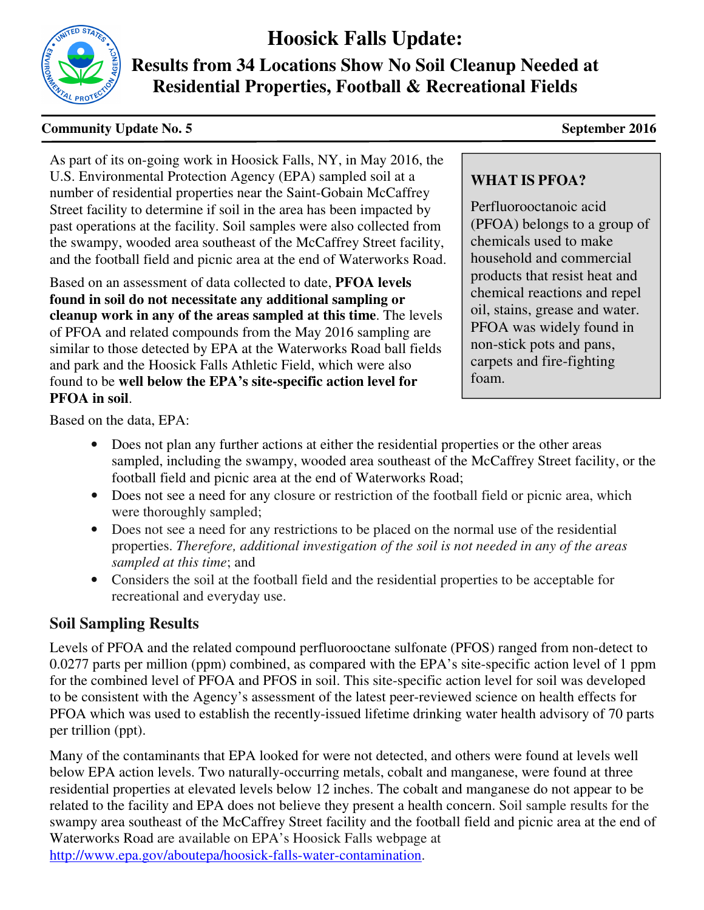# Hoosick Falls Update:

## Results from 34 Locations Show No Soil Cleanup Needed at Residential Properties, Football & Recreational Fields

**Community Update No. 5** **September 2016**

As part of its on-going work in Hoosick Falls, NY, in May 2016, the U.S. Environmental Protection Agency (EPA) sampled soil at a number of residential properties near the Saint-Gobain McCaffrey Street facility to determine if soil in the area has been impacted by past operations at the facility. Soil samples were also collected from the swampy, wooded area southeast of the McCaffrey Street facility, and the football field and picnic area at the end of Waterworks Road.

Based on an assessment of data collected to date, **PFOA levels found in soil do not necessitate any additional sampling or cleanup work in any of the areas sampled at this time**. The levels of PFOA and related compounds from the May 2016 sampling are similar to those detected by EPA at the Waterworks Road ball fields and park and the Hoosick Falls Athletic Field, which were also found to be **well below the EPA's site-specific action level for PFOA in soil**.

**WHAT IS PFOA?**

Perfluorooctanoic acid (PFOA) belongs to a group of chemicals used to make household and commercial products that resist heat and chemical reactions and repel oil, stains, grease and water. PFOA was widely found in non-stick pots and pans, carpets and fire-fighting foam.

Based on the data, EPA:

- Does not plan any further actions at either the residential properties or the other areas sampled, including the swampy, wooded area southeast of the McCaffrey Street facility, or the football field and picnic area at the end of Waterworks Road;
- Does not see a need for any closure or restriction of the football field or picnic area, which were thoroughly sampled;
- Does not see a need for any restrictions to be placed on the normal use of the residential properties. *Therefore, additional investigation of the soil is not needed in any of the areas sampled at this time*; and
- Considers the soil at the football field and the residential properties to be acceptable for recreational and everyday use.

### Soil Sampling Results

Levels of PFOA and the related compound perfluorooctane sulfonate (PFOS) ranged from non-detect to 0.0277 parts per million (ppm) combined, as compared with the EPA's site-specific action level of 1 ppm for the combined level of PFOA and PFOS in soil. This site-specific action level for soil was developed to be consistent with the Agency's assessment of the latest peer-reviewed science on health effects for PFOA which was used to establish the recently-issued lifetime drinking water health advisory of 70 parts per trillion (ppt).

Many of the contaminants that EPA looked for were not detected, and others were found at levels well below EPA action levels. Two naturally-occurring metals, cobalt and manganese, were found at three residential properties at elevated levels below 12 inches. The cobalt and manganese do not appear to be related to the facility and EPA does not believe they present a health concern. Soil sample results for the swampy area southeast of the McCaffrey Street facility and the football field and picnic area at the end of Waterworks Road are available on EPA's Hoosick Falls webpage at http://www.epa.gov/aboutepa/hoosick-falls-water-contamination.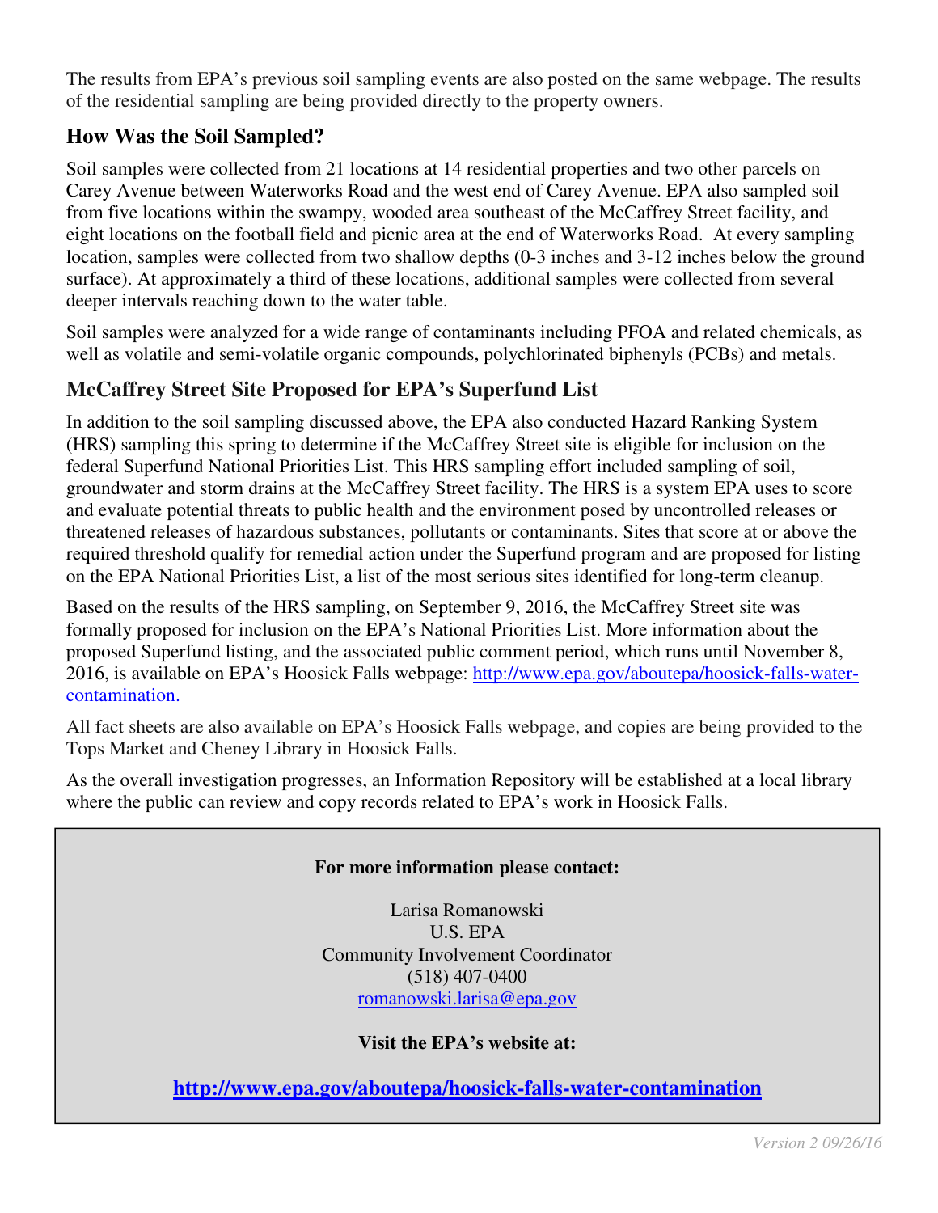The results from EPA's previous soil sampling events are also posted on the same webpage. The results of the residential sampling are being provided directly to the property owners.

## How Was the Soil Sampled?

Soil samples were collected from 21 locations at 14 residential properties and two other parcels on Carey Avenue between Waterworks Road and the west end of Carey Avenue. EPA also sampled soil from five locations within the swampy, wooded area southeast of the McCaffrey Street facility, and eight locations on the football field and picnic area at the end of Waterworks Road. At every sampling location, samples were collected from two shallow depths (0-3 inches and 3-12 inches below the ground surface). At approximately a third of these locations, additional samples were collected from several deeper intervals reaching down to the water table.

Soil samples were analyzed for a wide range of contaminants including PFOA and related chemicals, as well as volatile and semi-volatile organic compounds, polychlorinated biphenyls (PCBs) and metals.

## McCaffrey Street Site Proposed for EPA's Superfund List

In addition to the soil sampling discussed above, the EPA also conducted Hazard Ranking System (HRS) sampling this spring to determine if the McCaffrey Street site is eligible for inclusion on the federal Superfund National Priorities List. This HRS sampling effort included sampling of soil, groundwater and storm drains at the McCaffrey Street facility. The HRS is a system EPA uses to score and evaluate potential threats to public health and the environment posed by uncontrolled releases or threatened releases of hazardous substances, pollutants or contaminants. Sites that score at or above the required threshold qualify for remedial action under the Superfund program and are proposed for listing on the EPA National Priorities List, a list of the most serious sites identified for long-term cleanup.

Based on the results of the HRS sampling, on September 9, 2016, the McCaffrey Street site was formally proposed for inclusion on the EPA's National Priorities List. More information about the proposed Superfund listing, and the associated public comment period, which runs until November 8, 2016, is available on EPA's Hoosick Falls webpage: [http://www.epa.gov/aboutepa/hoosick-falls-water-contamination.](http://www.epa.gov/aboutepa/hoosick-falls-water-contamination)

All fact sheets are also available on EPA's Hoosick Falls webpage, and copies are being provided to the Tops Market and Cheney Library in Hoosick Falls.

As the overall investigation progresses, an Information Repository will be established at a local library where the public can review and copy records related to EPA's work in Hoosick Falls.

**For more information please contact:**

Larisa Romanowski
U.S. EPA
Community Involvement Coordinator
(518) 407-0400
[romanowski.larisa@epa.gov](mailto:romanowski.larisa@epa.gov)

**Visit the EPA's website at:**

**[http://www.epa.gov/aboutepa/hoosick-falls-water-contamination](http://www.epa.gov/aboutepa/hoosick-falls-water-contamination)**

*Version 2 09/26/16*